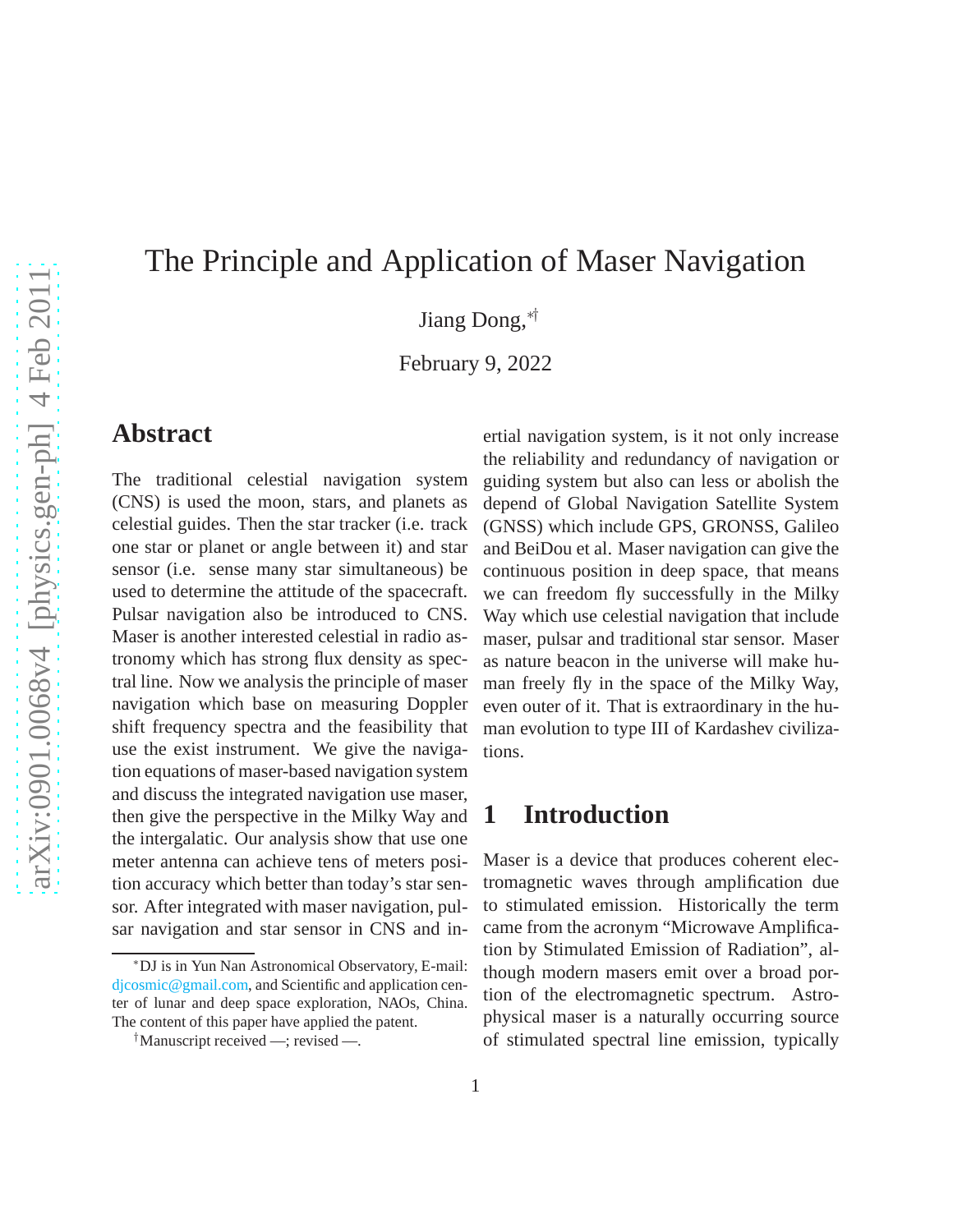# The Principle and Application of Maser Navigation

Jiang Dong,[*†]

February 9, 2022

## Abstract

The traditional celestial navigation system (CNS) is used the moon, stars, and planets as celestial guides. Then the star tracker (i.e. track one star or planet or angle between it) and star sensor (i.e. sense many star simultaneous) be used to determine the attitude of the spacecraft. Pulsar navigation also be introduced to CNS. Maser is another interested celestial in radio astronomy which has strong flux density as spectral line. Now we analysis the principle of maser navigation which base on measuring Doppler shift frequency spectra and the feasibility that use the exist instrument. We give the navigation equations of maser-based navigation system and discuss the integrated navigation use maser, then give the perspective in the Milky Way and the intergalatic. Our analysis show that use one meter antenna can achieve tens of meters position accuracy which better than today's star sensor. After integrated with maser navigation, pulsar navigation and star sensor in CNS and inertial navigation system, is it not only increase the reliability and redundancy of navigation or guiding system but also can less or abolish the depend of Global Navigation Satellite System (GNSS) which include GPS, GRONSS, Galileo and BeiDou et al. Maser navigation can give the continuous position in deep space, that means we can freedom fly successfully in the Milky Way which use celestial navigation that include maser, pulsar and traditional star sensor. Maser as nature beacon in the universe will make human freely fly in the space of the Milky Way, even outer of it. That is extraordinary in the human evolution to type III of Kardashev civilizations.

## 1 Introduction

Maser is a device that produces coherent electromagnetic waves through amplification due to stimulated emission. Historically the term came from the acronym "Microwave Amplification by Stimulated Emission of Radiation", although modern masers emit over a broad portion of the electromagnetic spectrum. Astrophysical maser is a naturally occurring source of stimulated spectral line emission, typically

---

[*] DJ is in Yun Nan Astronomical Observatory, E-mail: djcosmic@gmail.com, and Scientific and application center of lunar and deep space exploration, NAOs, China. The content of this paper have applied the patent.

[†] Manuscript received —; revised —.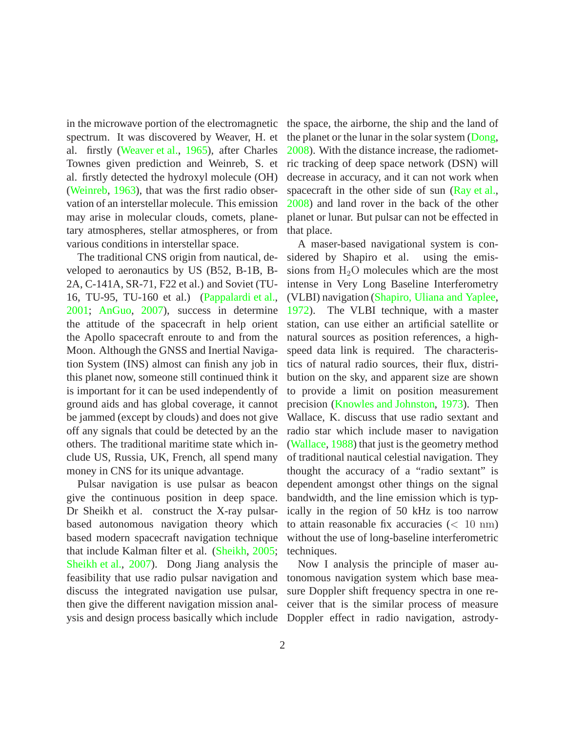in the microwave portion of the electromagnetic spectrum. It was discovered by Weaver, H. et al. firstly (Weaver et al., 1965), after Charles Townes given prediction and Weinreb, S. et al. firstly detected the hydroxyl molecule (OH) (Weinreb, 1963), that was the first radio observation of an interstellar molecule. This emission may arise in molecular clouds, comets, planetary atmospheres, stellar atmospheres, or from various conditions in interstellar space.

The traditional CNS origin from nautical, developed to aeronautics by US (B52, B-1B, B-2A, C-141A, SR-71, F22 et al.) and Soviet (TU-16, TU-95, TU-160 et al.) (Pappalardi et al., 2001; AnGuo, 2007), success in determine the attitude of the spacecraft in help orient the Apollo spacecraft enroute to and from the Moon. Although the GNSS and Inertial Navigation System (INS) almost can finish any job in this planet now, someone still continued think it is important for it can be used independently of ground aids and has global coverage, it cannot be jammed (except by clouds) and does not give off any signals that could be detected by an the others. The traditional maritime state which include US, Russia, UK, French, all spend many money in CNS for its unique advantage.

Pulsar navigation is use pulsar as beacon give the continuous position in deep space. Dr Sheikh et al. construct the X-ray pulsar-based autonomous navigation theory which based modern spacecraft navigation technique that include Kalman filter et al. (Sheikh, 2005; Sheikh et al., 2007). Dong Jiang analysis the feasibility that use radio pulsar navigation and discuss the integrated navigation use pulsar, then give the different navigation mission analysis and design process basically which include the space, the airborne, the ship and the land of the planet or the lunar in the solar system (Dong, 2008). With the distance increase, the radiometric tracking of deep space network (DSN) will decrease in accuracy, and it can not work when spacecraft in the other side of sun (Ray et al., 2008) and land rover in the back of the other planet or lunar. But pulsar can not be effected in that place.

A maser-based navigational system is considered by Shapiro et al. using the emissions from $H_2O$ molecules which are the most intense in Very Long Baseline Interferometry (VLBI) navigation (Shapiro, Uliana and Yaplee, 1972). The VLBI technique, with a master station, can use either an artificial satellite or natural sources as position references, a high-speed data link is required. The characteristics of natural radio sources, their flux, distribution on the sky, and apparent size are shown to provide a limit on position measurement precision (Knowles and Johnston, 1973). Then Wallace, K. discuss that use radio sextant and radio star which include maser to navigation (Wallace, 1988) that just is the geometry method of traditional nautical celestial navigation. They thought the accuracy of a "radio sextant" is dependent amongst other things on the signal bandwidth, and the line emission which is typically in the region of 50 kHz is too narrow to attain reasonable fix accuracies ($< 10$ nm) without the use of long-baseline interferometric techniques.

Now I analysis the principle of maser autonomous navigation system which base measure Doppler shift frequency spectra in one receiver that is the similar process of measure Doppler effect in radio navigation, astrody-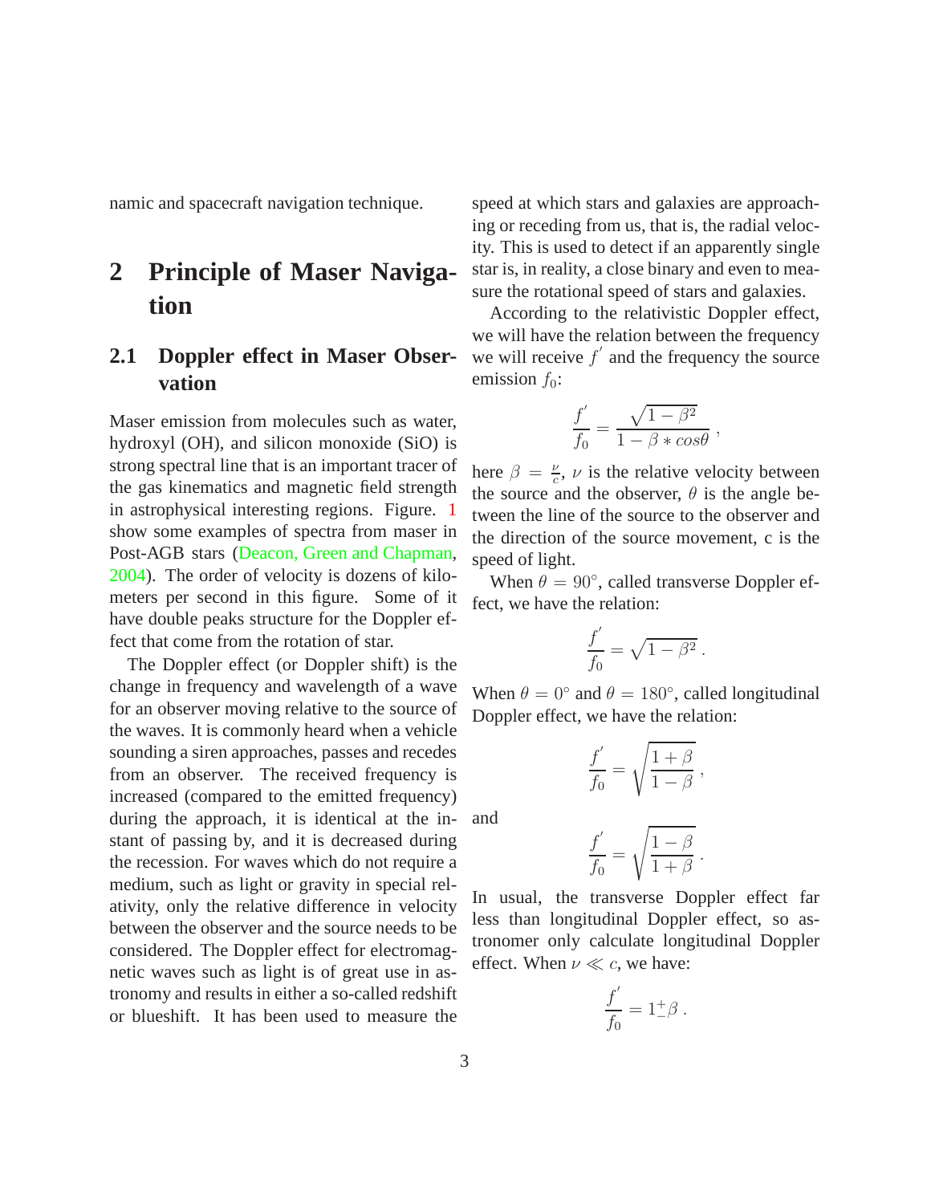namic and spacecraft navigation technique.

# 2 Principle of Maser Navigation

## 2.1 Doppler effect in Maser Observation

Maser emission from molecules such as water, hydroxyl (OH), and silicon monoxide (SiO) is strong spectral line that is an important tracer of the gas kinematics and magnetic field strength in astrophysical interesting regions. Figure. 1 show some examples of spectra from maser in Post-AGB stars (Deacon, Green and Chapman, 2004). The order of velocity is dozens of kilometers per second in this figure. Some of it have double peaks structure for the Doppler effect that come from the rotation of star.

The Doppler effect (or Doppler shift) is the change in frequency and wavelength of a wave for an observer moving relative to the source of the waves. It is commonly heard when a vehicle sounding a siren approaches, passes and recedes from an observer. The received frequency is increased (compared to the emitted frequency) during the approach, it is identical at the instant of passing by, and it is decreased during the recession. For waves which do not require a medium, such as light or gravity in special relativity, only the relative difference in velocity between the observer and the source needs to be considered. The Doppler effect for electromagnetic waves such as light is of great use in astronomy and results in either a so-called redshift or blueshift. It has been used to measure the speed at which stars and galaxies are approaching or receding from us, that is, the radial velocity. This is used to detect if an apparently single star is, in reality, a close binary and even to measure the rotational speed of stars and galaxies.

According to the relativistic Doppler effect, we will have the relation between the frequency we will receive $f^{'}$ and the frequency the source emission $f_0$:

$$\frac{f^{'}}{f_0} = \frac{\sqrt{1-\beta^2}}{1-\beta * cos\theta} ,$$

here $\beta = \frac{\nu}{c}$, $\nu$ is the relative velocity between the source and the observer, $\theta$ is the angle between the line of the source to the observer and the direction of the source movement, c is the speed of light.

When $\theta = 90^{\circ}$, called transverse Doppler effect, we have the relation:

$$\frac{f^{'}}{f_0} = \sqrt{1-\beta^2} .$$

When $\theta = 0^{\circ}$ and $\theta = 180^{\circ}$, called longitudinal Doppler effect, we have the relation:

$$\frac{f^{'}}{f_0} = \sqrt{\frac{1+\beta}{1-\beta}} ,$$

and

$$\frac{f^{'}}{f_0} = \sqrt{\frac{1-\beta}{1+\beta}} .$$

In usual, the transverse Doppler effect far less than longitudinal Doppler effect, so astronomer only calculate longitudinal Doppler effect. When $\nu \ll c$, we have:

$$\frac{f^{'}}{f_0} = 1^{+}_{-}\beta .$$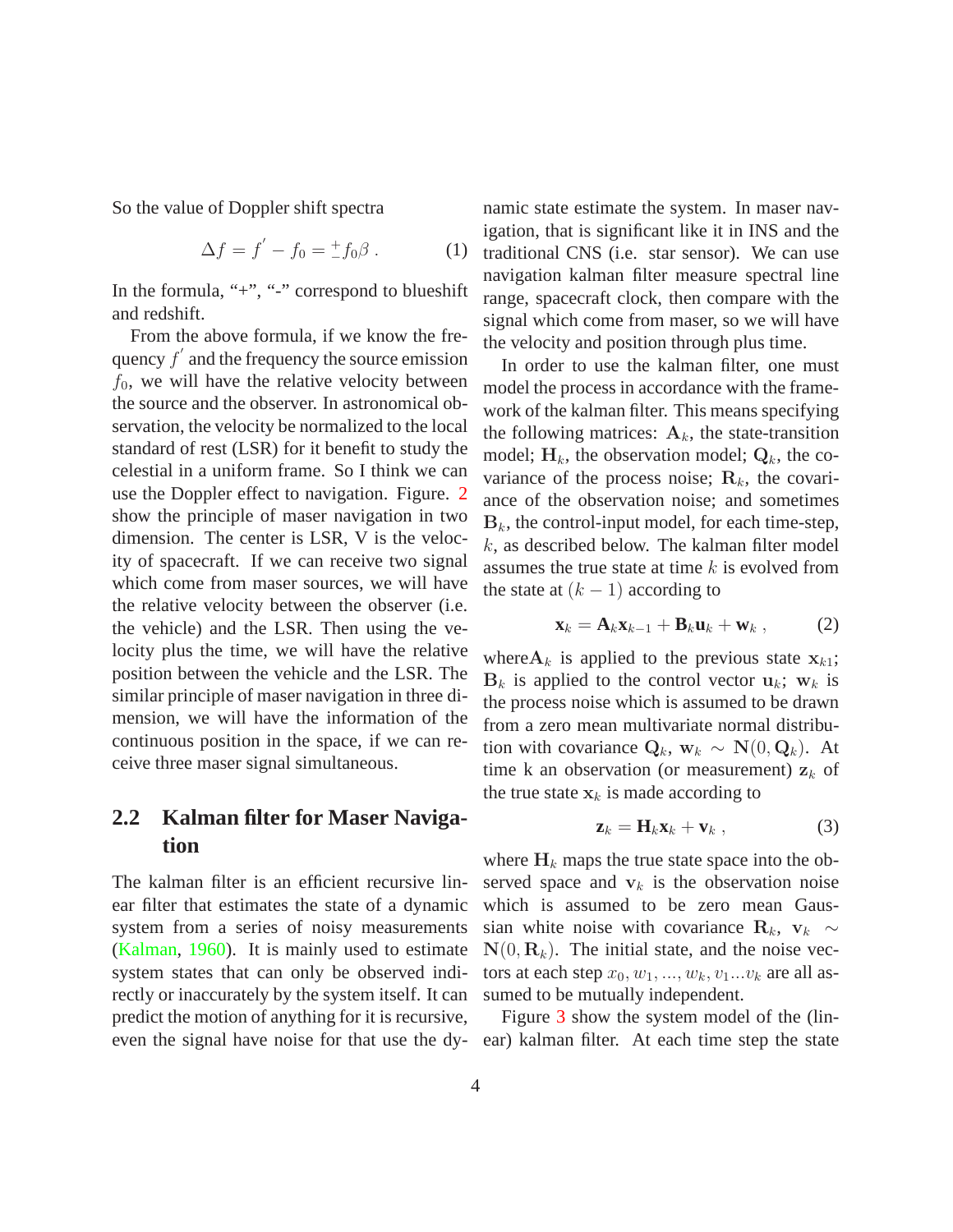So the value of Doppler shift spectra

$$\Delta f = f' - f_0 = ^{+}_{-} f_0 \beta \; . \tag{1}$$

In the formula, "+", "-" correspond to blueshift and redshift.

From the above formula, if we know the frequency $f'$ and the frequency the source emission $f_0$, we will have the relative velocity between the source and the observer. In astronomical observation, the velocity be normalized to the local standard of rest (LSR) for it benefit to study the celestial in a uniform frame. So I think we can use the Doppler effect to navigation. Figure. 2 show the principle of maser navigation in two dimension. The center is LSR, V is the velocity of spacecraft. If we can receive two signal which come from maser sources, we will have the relative velocity between the observer (i.e. the vehicle) and the LSR. Then using the velocity plus the time, we will have the relative position between the vehicle and the LSR. The similar principle of maser navigation in three dimension, we will have the information of the continuous position in the space, if we can receive three maser signal simultaneous.

## 2.2 Kalman filter for Maser Navigation

The kalman filter is an efficient recursive linear filter that estimates the state of a dynamic system from a series of noisy measurements (Kalman, 1960). It is mainly used to estimate system states that can only be observed indirectly or inaccurately by the system itself. It can predict the motion of anything for it is recursive, even the signal have noise for that use the dynamic state estimate the system. In maser navigation, that is significant like it in INS and the traditional CNS (i.e. star sensor). We can use navigation kalman filter measure spectral line range, spacecraft clock, then compare with the signal which come from maser, so we will have the velocity and position through plus time.

In order to use the kalman filter, one must model the process in accordance with the framework of the kalman filter. This means specifying the following matrices: $\mathbf{A}_k$, the state-transition model; $\mathbf{H}_k$, the observation model; $\mathbf{Q}_k$, the covariance of the process noise; $\mathbf{R}_k$, the covariance of the observation noise; and sometimes $\mathbf{B}_k$, the control-input model, for each time-step, $k$, as described below. The kalman filter model assumes the true state at time $k$ is evolved from the state at $(k-1)$ according to

$$\mathbf{x}_k = \mathbf{A}_k \mathbf{x}_{k-1} + \mathbf{B}_k \mathbf{u}_k + \mathbf{w}_k \; , \tag{2}$$

where$\mathbf{A}_k$ is applied to the previous state $\mathbf{x}_{k1}$; $\mathbf{B}_k$ is applied to the control vector $\mathbf{u}_k$; $\mathbf{w}_k$ is the process noise which is assumed to be drawn from a zero mean multivariate normal distribution with covariance $\mathbf{Q}_k$, $\mathbf{w}_k \sim \mathbf{N}(0, \mathbf{Q}_k)$. At time k an observation (or measurement) $\mathbf{z}_k$ of the true state $\mathbf{x}_k$ is made according to

$$\mathbf{z}_k = \mathbf{H}_k \mathbf{x}_k + \mathbf{v}_k \; , \tag{3}$$

where $\mathbf{H}_k$ maps the true state space into the observed space and $\mathbf{v}_k$ is the observation noise which is assumed to be zero mean Gaussian white noise with covariance $\mathbf{R}_k$, $\mathbf{v}_k \sim \mathbf{N}(0, \mathbf{R}_k)$. The initial state, and the noise vectors at each step $x_0, w_1, ..., w_k, v_1 ... v_k$ are all assumed to be mutually independent.

Figure 3 show the system model of the (linear) kalman filter. At each time step the state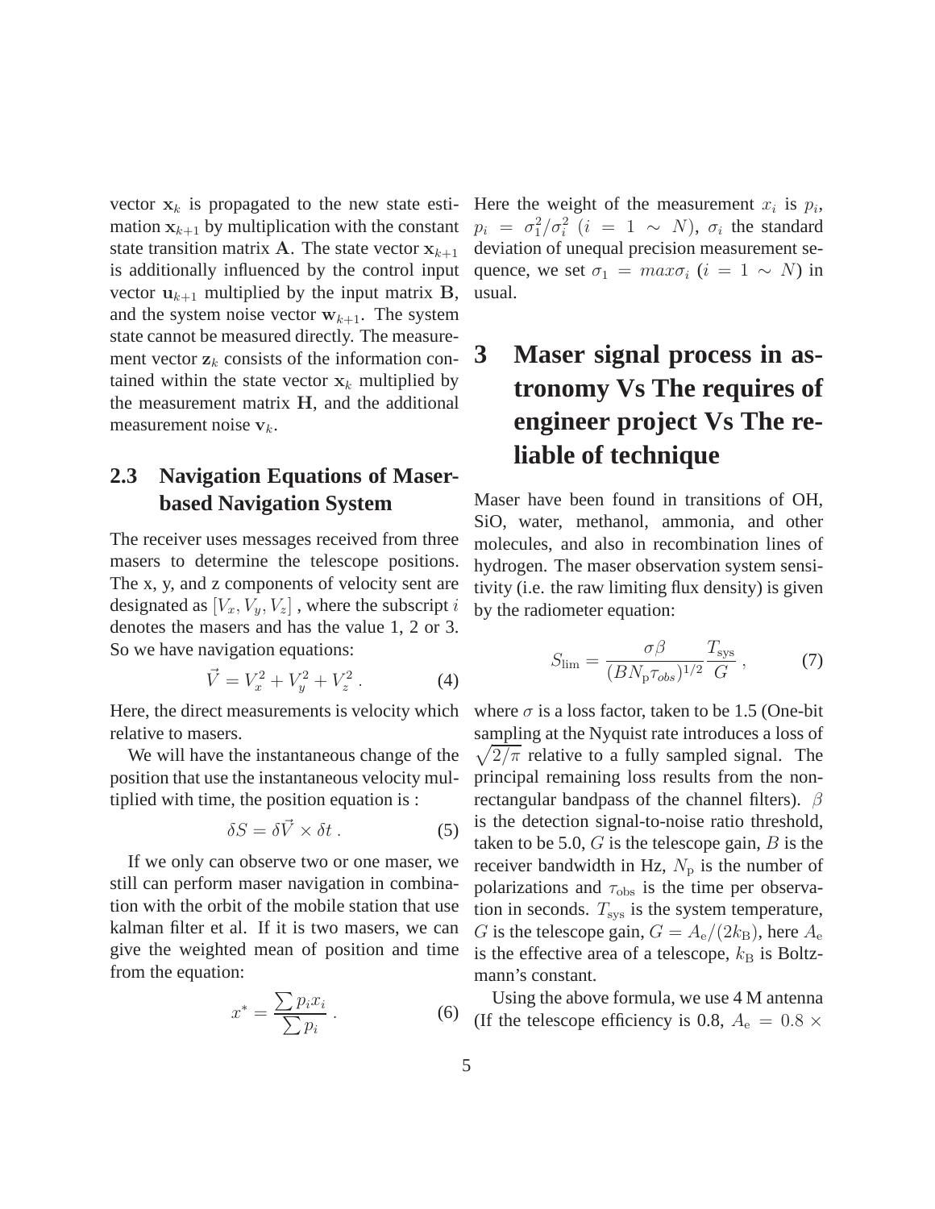vector $\mathbf{x}_k$ is propagated to the new state estimation $\mathbf{x}_{k+1}$ by multiplication with the constant state transition matrix $\mathbf{A}$. The state vector $\mathbf{x}_{k+1}$ is additionally influenced by the control input vector $\mathbf{u}_{k+1}$ multiplied by the input matrix $\mathbf{B}$, and the system noise vector $\mathbf{w}_{k+1}$. The system state cannot be measured directly. The measurement vector $\mathbf{z}_k$ consists of the information contained within the state vector $\mathbf{x}_k$ multiplied by the measurement matrix $\mathbf{H}$, and the additional measurement noise $\mathbf{v}_k$.

### 2.3 Navigation Equations of Maser-based Navigation System

The receiver uses messages received from three masers to determine the telescope positions. The x, y, and z components of velocity sent are designated as $[V_x, V_y, V_z]$ , where the subscript $i$ denotes the masers and has the value 1, 2 or 3. So we have navigation equations:

$$\vec{V} = V_x^2 + V_y^2 + V_z^2 \, . \tag{4}$$

Here, the direct measurements is velocity which relative to masers.

We will have the instantaneous change of the position that use the instantaneous velocity multiplied with time, the position equation is :

$$\delta S = \delta \vec{V} \times \delta t \, . \tag{5}$$

If we only can observe two or one maser, we still can perform maser navigation in combination with the orbit of the mobile station that use kalman filter et al. If it is two masers, we can give the weighted mean of position and time from the equation:

$$x^* = \frac{\sum p_i x_i}{\sum p_i} \, . \tag{6}$$

Here the weight of the measurement $x_i$ is $p_i$, $p_i = \sigma_1^2/\sigma_i^2$ $(i = 1 \sim N)$, $\sigma_i$ the standard deviation of unequal precision measurement sequence, we set $\sigma_1 = max\sigma_i$ $(i = 1 \sim N)$ in usual.

## 3 Maser signal process in astronomy Vs The requires of engineer project Vs The reliable of technique

Maser have been found in transitions of OH, SiO, water, methanol, ammonia, and other molecules, and also in recombination lines of hydrogen. The maser observation system sensitivity (i.e. the raw limiting flux density) is given by the radiometer equation:

$$S_{\rm lim} = \frac{\sigma\beta}{(BN_{\rm p}\tau_{obs})^{1/2}} \frac{T_{\rm sys}}{G} \, , \tag{7}$$

where $\sigma$ is a loss factor, taken to be 1.5 (One-bit sampling at the Nyquist rate introduces a loss of $\sqrt{2/\pi}$ relative to a fully sampled signal. The principal remaining loss results from the non-rectangular bandpass of the channel filters). $\beta$ is the detection signal-to-noise ratio threshold, taken to be 5.0, $G$ is the telescope gain, $B$ is the receiver bandwidth in Hz, $N_{\rm p}$ is the number of polarizations and $\tau_{\rm obs}$ is the time per observation in seconds. $T_{\rm sys}$ is the system temperature, $G$ is the telescope gain, $G = A_{\rm e}/(2k_{\rm B})$, here $A_{\rm e}$ is the effective area of a telescope, $k_{\rm B}$ is Boltzmann's constant.

Using the above formula, we use 4 M antenna (If the telescope efficiency is 0.8, $A_{\rm e} = 0.8 \times$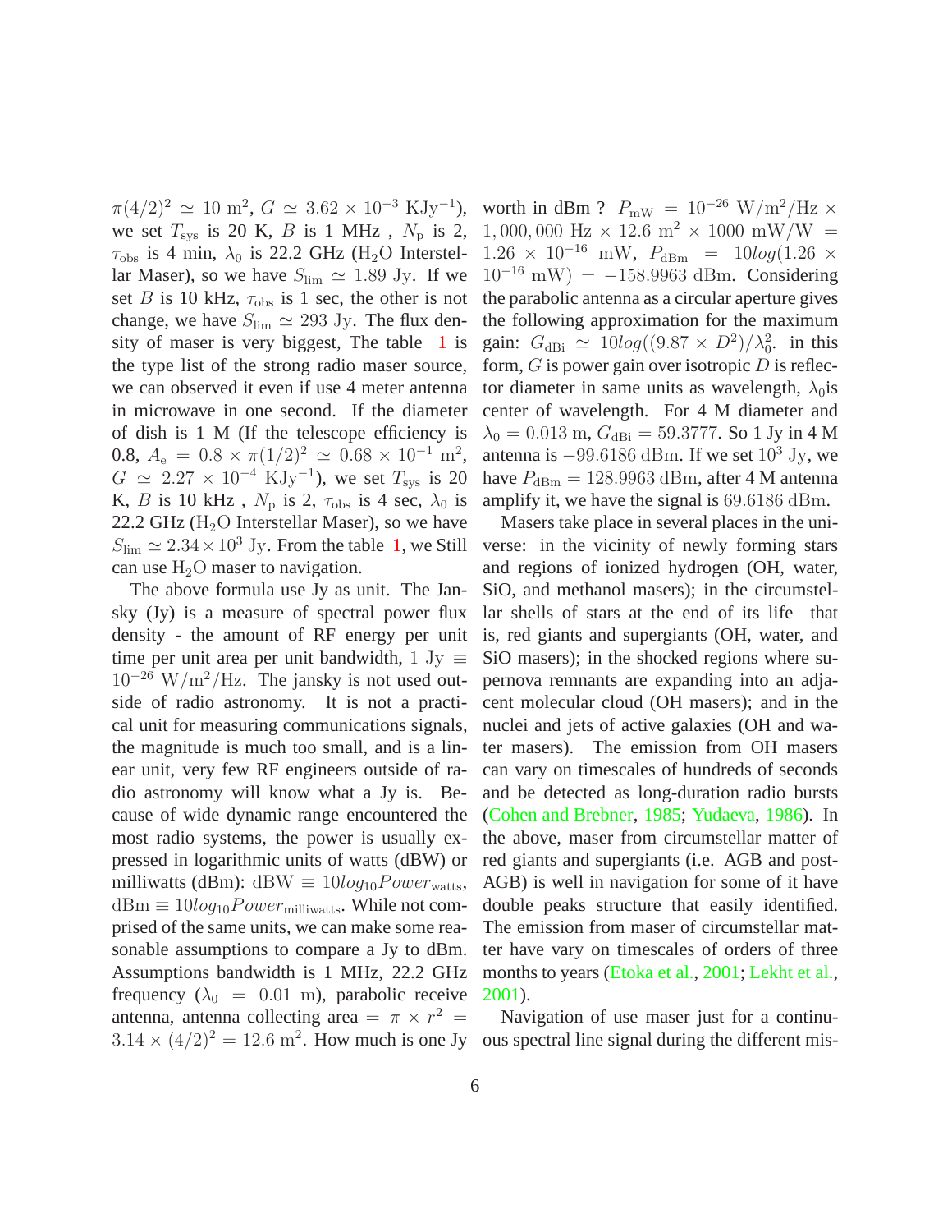$\pi(4/2)^2 \simeq 10$ m$^2$, $G \simeq 3.62 \times 10^{-3}$ KJy$^{-1}$), we set $T_{\rm sys}$ is 20 K, $B$ is 1 MHz , $N_{\rm p}$ is 2, $\tau_{\rm obs}$ is 4 min, $\lambda_0$ is 22.2 GHz ($H_2O$ Interstellar Maser), so we have $S_{\rm lim} \simeq 1.89$ Jy. If we set $B$ is 10 kHz, $\tau_{\rm obs}$ is 1 sec, the other is not change, we have $S_{\rm lim} \simeq 293$ Jy. The flux density of maser is very biggest, The table 1 is the type list of the strong radio maser source, we can observed it even if use 4 meter antenna in microwave in one second. If the diameter of dish is 1 M (If the telescope efficiency is 0.8, $A_{\rm e} = 0.8 \times \pi(1/2)^2 \simeq 0.68 \times 10^{-1}$ m$^2$, $G \simeq 2.27 \times 10^{-4}$ KJy$^{-1}$), we set $T_{\rm sys}$ is 20 K, $B$ is 10 kHz , $N_{\rm p}$ is 2, $\tau_{\rm obs}$ is 4 sec, $\lambda_0$ is 22.2 GHz ($H_2O$ Interstellar Maser), so we have $S_{\rm lim} \simeq 2.34 \times 10^3$ Jy. From the table 1, we Still can use $H_2O$ maser to navigation.

The above formula use Jy as unit. The Jansky (Jy) is a measure of spectral power flux density - the amount of RF energy per unit time per unit area per unit bandwidth, $1 \text{ Jy} \equiv 10^{-26}$ W/m$^2$/Hz. The jansky is not used outside of radio astronomy. It is not a practical unit for measuring communications signals, the magnitude is much too small, and is a linear unit, very few RF engineers outside of radio astronomy will know what a Jy is. Because of wide dynamic range encountered the most radio systems, the power is usually expressed in logarithmic units of watts (dBW) or milliwatts (dBm): $\text{dBW} \equiv 10log_{10}Power_{\rm watts}$, $\text{dBm} \equiv 10log_{10}Power_{\rm milliwatts}$. While not comprised of the same units, we can make some reasonable assumptions to compare a Jy to dBm. Assumptions bandwidth is 1 MHz, 22.2 GHz frequency ($\lambda_0 = 0.01$ m), parabolic receive antenna, antenna collecting area $= \pi \times r^2 = 3.14 \times (4/2)^2 = 12.6$ m$^2$. How much is one Jy worth in dBm ? $P_{\rm mW} = 10^{-26}$ W/m$^2$/Hz $\times$ $1,000,000$ Hz $\times$ 12.6 m$^2$ $\times$ 1000 mW/W $=$ $1.26 \times 10^{-16}$ mW, $P_{\rm dBm} = 10log(1.26 \times 10^{-16}\text{ mW}) = -158.9963$ dBm. Considering the parabolic antenna as a circular aperture gives the following approximation for the maximum gain: $G_{\rm dBi} \simeq 10log((9.87 \times D^2)/\lambda_0^2$. in this form, $G$ is power gain over isotropic $D$ is reflector diameter in same units as wavelength, $\lambda_0$is center of wavelength. For 4 M diameter and $\lambda_0 = 0.013$ m, $G_{\rm dBi} = 59.3777$. So 1 Jy in 4 M antenna is $-99.6186$ dBm. If we set $10^3$ Jy, we have $P_{\rm dBm} = 128.9963$ dBm, after 4 M antenna amplify it, we have the signal is $69.6186$ dBm.

Masers take place in several places in the universe: in the vicinity of newly forming stars and regions of ionized hydrogen (OH, water, SiO, and methanol masers); in the circumstellar shells of stars at the end of its life that is, red giants and supergiants (OH, water, and SiO masers); in the shocked regions where supernova remnants are expanding into an adjacent molecular cloud (OH masers); and in the nuclei and jets of active galaxies (OH and water masers). The emission from OH masers can vary on timescales of hundreds of seconds and be detected as long-duration radio bursts (Cohen and Brebner, 1985; Yudaeva, 1986). In the above, maser from circumstellar matter of red giants and supergiants (i.e. AGB and post-AGB) is well in navigation for some of it have double peaks structure that easily identified. The emission from maser of circumstellar matter have vary on timescales of orders of three months to years (Etoka et al., 2001; Lekht et al., 2001).

Navigation of use maser just for a continuous spectral line signal during the different mis-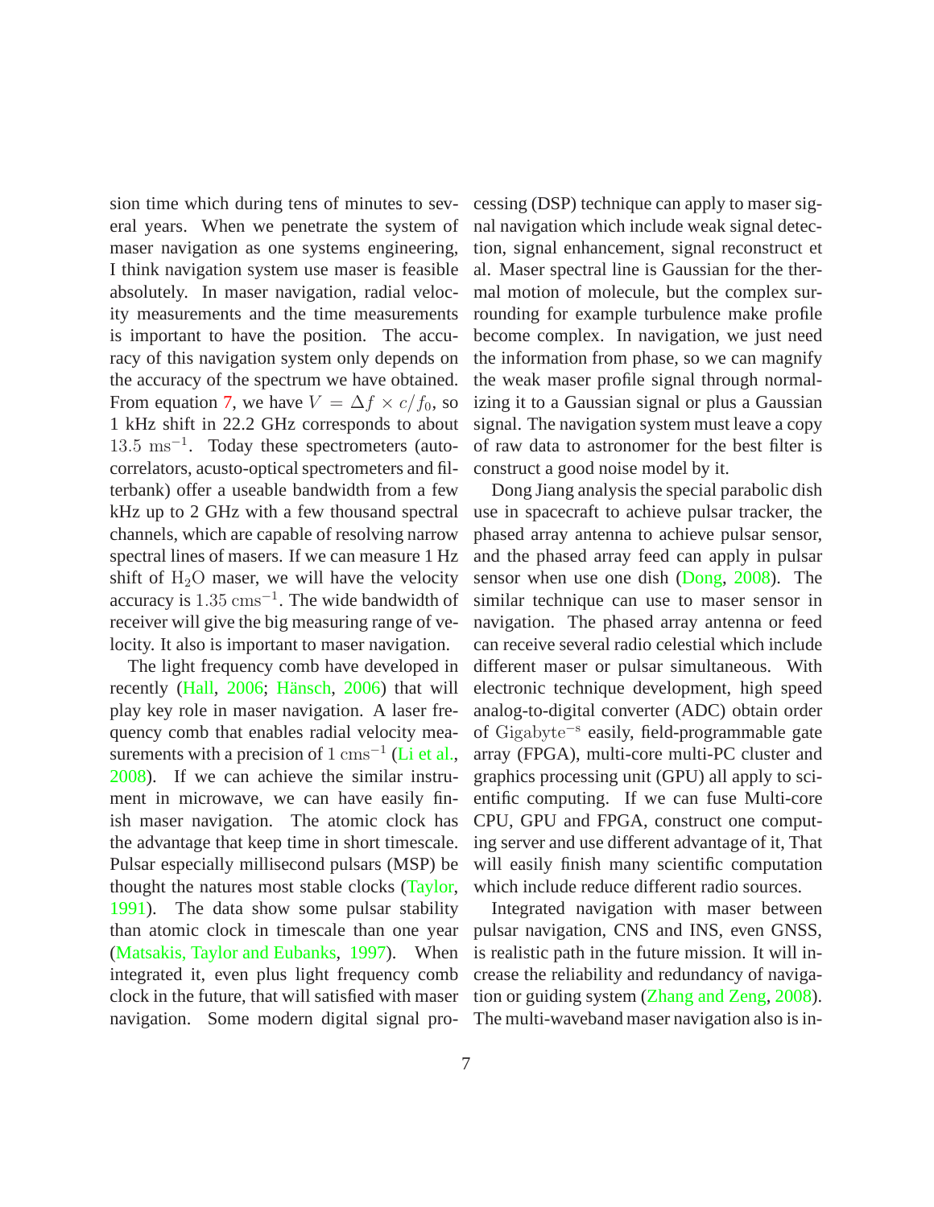sion time which during tens of minutes to several years. When we penetrate the system of maser navigation as one systems engineering, I think navigation system use maser is feasible absolutely. In maser navigation, radial velocity measurements and the time measurements is important to have the position. The accuracy of this navigation system only depends on the accuracy of the spectrum we have obtained. From equation 7, we have $V = \Delta f \times c/f_0$, so 1 kHz shift in 22.2 GHz corresponds to about $13.5\ \mathrm{ms^{-1}}$. Today these spectrometers (autocorrelators, acusto-optical spectrometers and filterbank) offer a useable bandwidth from a few kHz up to 2 GHz with a few thousand spectral channels, which are capable of resolving narrow spectral lines of masers. If we can measure 1 Hz shift of $\mathrm{H_2O}$ maser, we will have the velocity accuracy is $1.35\ \mathrm{cms^{-1}}$. The wide bandwidth of receiver will give the big measuring range of velocity. It also is important to maser navigation.

The light frequency comb have developed in recently (Hall, 2006; Hänsch, 2006) that will play key role in maser navigation. A laser frequency comb that enables radial velocity measurements with a precision of $1\ \mathrm{cms^{-1}}$ (Li et al., 2008). If we can achieve the similar instrument in microwave, we can have easily finish maser navigation. The atomic clock has the advantage that keep time in short timescale. Pulsar especially millisecond pulsars (MSP) be thought the natures most stable clocks (Taylor, 1991). The data show some pulsar stability than atomic clock in timescale than one year (Matsakis, Taylor and Eubanks, 1997). When integrated it, even plus light frequency comb clock in the future, that will satisfied with maser navigation. Some modern digital signal processing (DSP) technique can apply to maser signal navigation which include weak signal detection, signal enhancement, signal reconstruct et al. Maser spectral line is Gaussian for the thermal motion of molecule, but the complex surrounding for example turbulence make profile become complex. In navigation, we just need the information from phase, so we can magnify the weak maser profile signal through normalizing it to a Gaussian signal or plus a Gaussian signal. The navigation system must leave a copy of raw data to astronomer for the best filter is construct a good noise model by it.

Dong Jiang analysis the special parabolic dish use in spacecraft to achieve pulsar tracker, the phased array antenna to achieve pulsar sensor, and the phased array feed can apply in pulsar sensor when use one dish (Dong, 2008). The similar technique can use to maser sensor in navigation. The phased array antenna or feed can receive several radio celestial which include different maser or pulsar simultaneous. With electronic technique development, high speed analog-to-digital converter (ADC) obtain order of $\mathrm{Gigabyte^{-s}}$ easily, field-programmable gate array (FPGA), multi-core multi-PC cluster and graphics processing unit (GPU) all apply to scientific computing. If we can fuse Multi-core CPU, GPU and FPGA, construct one computing server and use different advantage of it, That will easily finish many scientific computation which include reduce different radio sources.

Integrated navigation with maser between pulsar navigation, CNS and INS, even GNSS, is realistic path in the future mission. It will increase the reliability and redundancy of navigation or guiding system (Zhang and Zeng, 2008). The multi-waveband maser navigation also is in-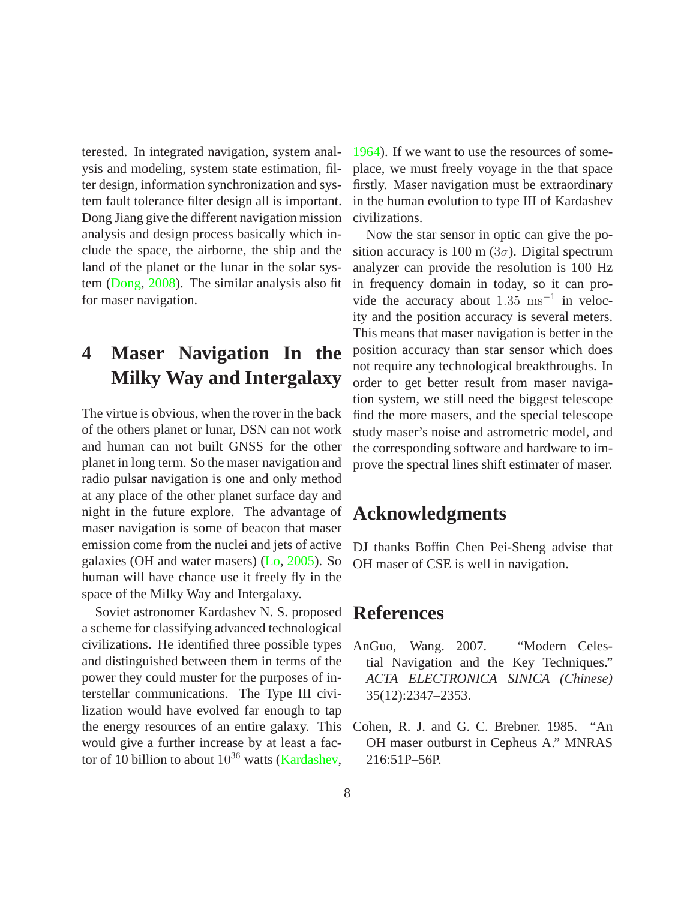terested. In integrated navigation, system analysis and modeling, system state estimation, filter design, information synchronization and system fault tolerance filter design all is important. Dong Jiang give the different navigation mission analysis and design process basically which include the space, the airborne, the ship and the land of the planet or the lunar in the solar system (Dong, 2008). The similar analysis also fit for maser navigation.

## 4 Maser Navigation In the Milky Way and Intergalaxy

The virtue is obvious, when the rover in the back of the others planet or lunar, DSN can not work and human can not built GNSS for the other planet in long term. So the maser navigation and radio pulsar navigation is one and only method at any place of the other planet surface day and night in the future explore. The advantage of maser navigation is some of beacon that maser emission come from the nuclei and jets of active galaxies (OH and water masers) (Lo, 2005). So human will have chance use it freely fly in the space of the Milky Way and Intergalaxy.

Soviet astronomer Kardashev N. S. proposed a scheme for classifying advanced technological civilizations. He identified three possible types and distinguished between them in terms of the power they could muster for the purposes of interstellar communications. The Type III civilization would have evolved far enough to tap the energy resources of an entire galaxy. This would give a further increase by at least a factor of 10 billion to about $10^{36}$ watts (Kardashev, 1964). If we want to use the resources of someplace, we must freely voyage in the that space firstly. Maser navigation must be extraordinary in the human evolution to type III of Kardashev civilizations.

Now the star sensor in optic can give the position accuracy is 100 m ($3\sigma$). Digital spectrum analyzer can provide the resolution is 100 Hz in frequency domain in today, so it can provide the accuracy about $1.35\ \mathrm{ms}^{-1}$ in velocity and the position accuracy is several meters. This means that maser navigation is better in the position accuracy than star sensor which does not require any technological breakthroughs. In order to get better result from maser navigation system, we still need the biggest telescope find the more masers, and the special telescope study maser's noise and astrometric model, and the corresponding software and hardware to improve the spectral lines shift estimater of maser.

## Acknowledgments

DJ thanks Boffin Chen Pei-Sheng advise that OH maser of CSE is well in navigation.

## References

AnGuo, Wang. 2007. "Modern Celestial Navigation and the Key Techniques." *ACTA ELECTRONICA SINICA (Chinese)* 35(12):2347–2353.

Cohen, R. J. and G. C. Brebner. 1985. "An OH maser outburst in Cepheus A." MNRAS 216:51P–56P.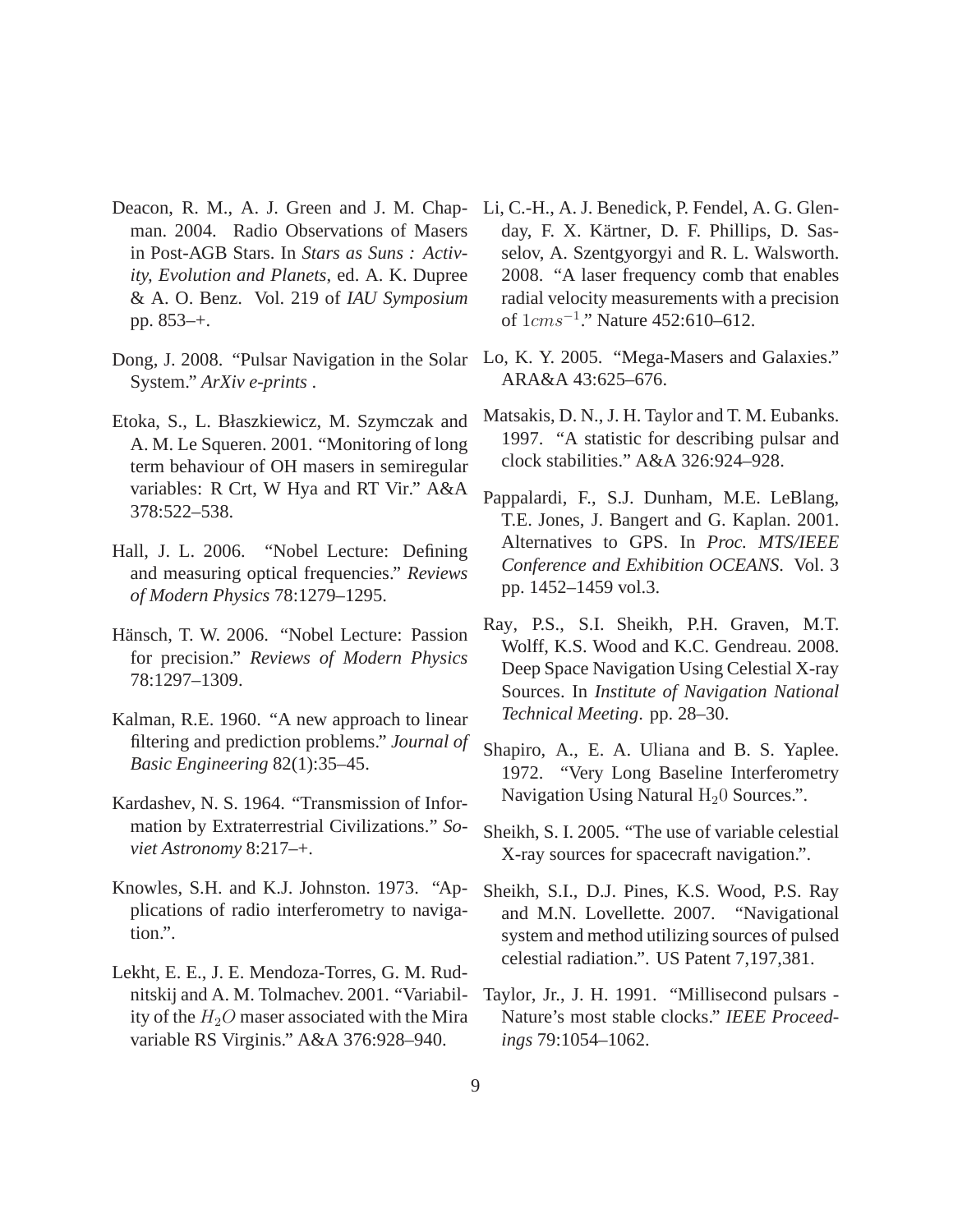Deacon, R. M., A. J. Green and J. M. Chapman. 2004. Radio Observations of Masers in Post-AGB Stars. In *Stars as Suns : Activity, Evolution and Planets*, ed. A. K. Dupree & A. O. Benz. Vol. 219 of *IAU Symposium* pp. 853–+.

Dong, J. 2008. "Pulsar Navigation in the Solar System." *ArXiv e-prints* .

Etoka, S., L. Błaszkiewicz, M. Szymczak and A. M. Le Squeren. 2001. "Monitoring of long term behaviour of OH masers in semiregular variables: R Crt, W Hya and RT Vir." A&A 378:522–538.

Hall, J. L. 2006. "Nobel Lecture: Defining and measuring optical frequencies." *Reviews of Modern Physics* 78:1279–1295.

Hänsch, T. W. 2006. "Nobel Lecture: Passion for precision." *Reviews of Modern Physics* 78:1297–1309.

Kalman, R.E. 1960. "A new approach to linear filtering and prediction problems." *Journal of Basic Engineering* 82(1):35–45.

Kardashev, N. S. 1964. "Transmission of Information by Extraterrestrial Civilizations." *Soviet Astronomy* 8:217–+.

Knowles, S.H. and K.J. Johnston. 1973. "Applications of radio interferometry to navigation.".

Lekht, E. E., J. E. Mendoza-Torres, G. M. Rudnitskij and A. M. Tolmachev. 2001. "Variability of the $H_2O$ maser associated with the Mira variable RS Virginis." A&A 376:928–940.

Li, C.-H., A. J. Benedick, P. Fendel, A. G. Glenday, F. X. Kärtner, D. F. Phillips, D. Sasselov, A. Szentgyorgyi and R. L. Walsworth. 2008. "A laser frequency comb that enables radial velocity measurements with a precision of $1cms^{-1}$." Nature 452:610–612.

Lo, K. Y. 2005. "Mega-Masers and Galaxies." ARA&A 43:625–676.

Matsakis, D. N., J. H. Taylor and T. M. Eubanks. 1997. "A statistic for describing pulsar and clock stabilities." A&A 326:924–928.

Pappalardi, F., S.J. Dunham, M.E. LeBlang, T.E. Jones, J. Bangert and G. Kaplan. 2001. Alternatives to GPS. In *Proc. MTS/IEEE Conference and Exhibition OCEANS*. Vol. 3 pp. 1452–1459 vol.3.

Ray, P.S., S.I. Sheikh, P.H. Graven, M.T. Wolff, K.S. Wood and K.C. Gendreau. 2008. Deep Space Navigation Using Celestial X-ray Sources. In *Institute of Navigation National Technical Meeting*. pp. 28–30.

Shapiro, A., E. A. Uliana and B. S. Yaplee. 1972. "Very Long Baseline Interferometry Navigation Using Natural $\mathrm{H_20}$ Sources.".

Sheikh, S. I. 2005. "The use of variable celestial X-ray sources for spacecraft navigation.".

Sheikh, S.I., D.J. Pines, K.S. Wood, P.S. Ray and M.N. Lovellette. 2007. "Navigational system and method utilizing sources of pulsed celestial radiation.". US Patent 7,197,381.

Taylor, Jr., J. H. 1991. "Millisecond pulsars - Nature's most stable clocks." *IEEE Proceedings* 79:1054–1062.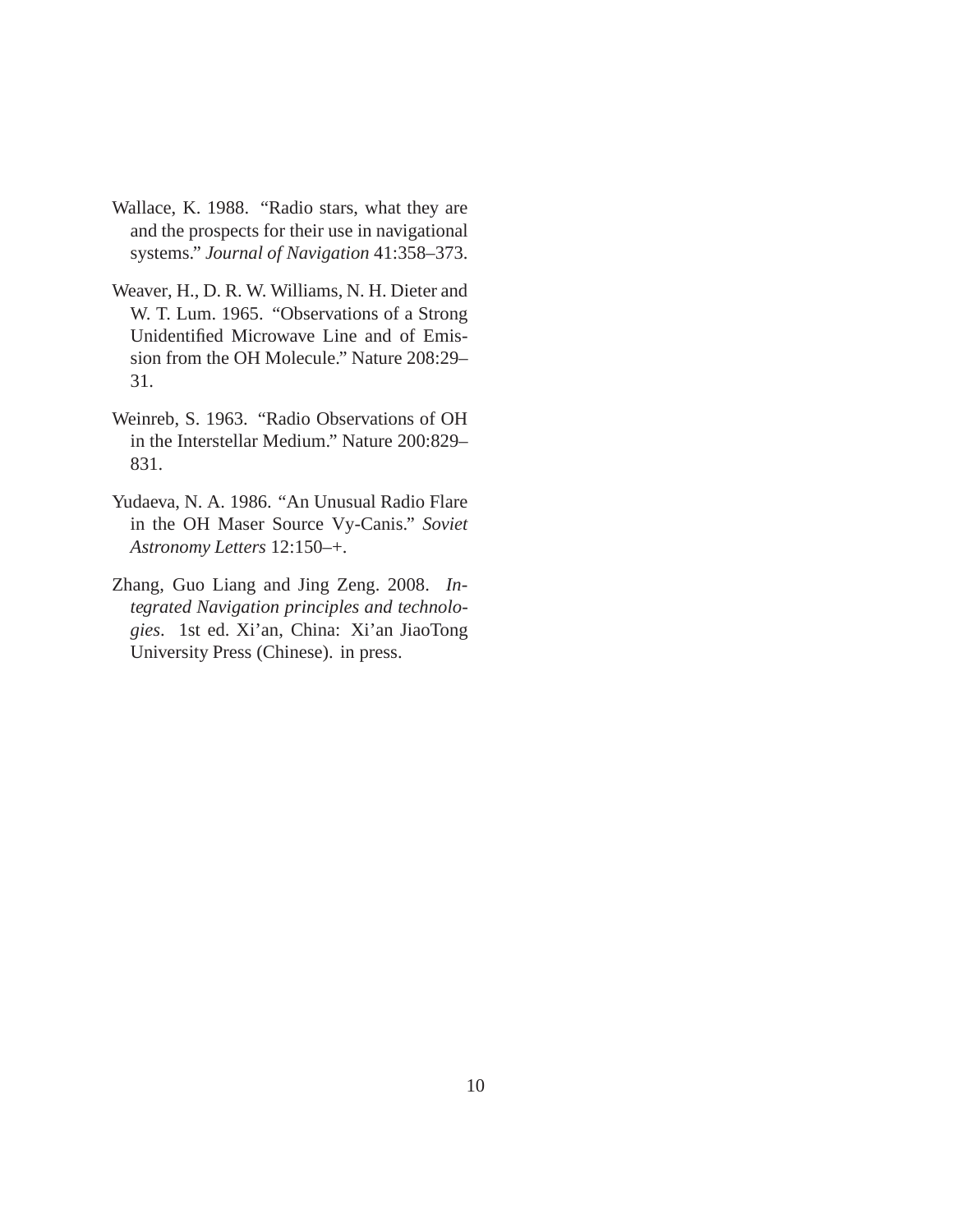Wallace, K. 1988. "Radio stars, what they are and the prospects for their use in navigational systems." *Journal of Navigation* 41:358–373.

Weaver, H., D. R. W. Williams, N. H. Dieter and W. T. Lum. 1965. "Observations of a Strong Unidentified Microwave Line and of Emission from the OH Molecule." Nature 208:29–31.

Weinreb, S. 1963. "Radio Observations of OH in the Interstellar Medium." Nature 200:829–831.

Yudaeva, N. A. 1986. "An Unusual Radio Flare in the OH Maser Source Vy-Canis." *Soviet Astronomy Letters* 12:150–+.

Zhang, Guo Liang and Jing Zeng. 2008. *Integrated Navigation principles and technologies*. 1st ed. Xi'an, China: Xi'an JiaoTong University Press (Chinese). in press.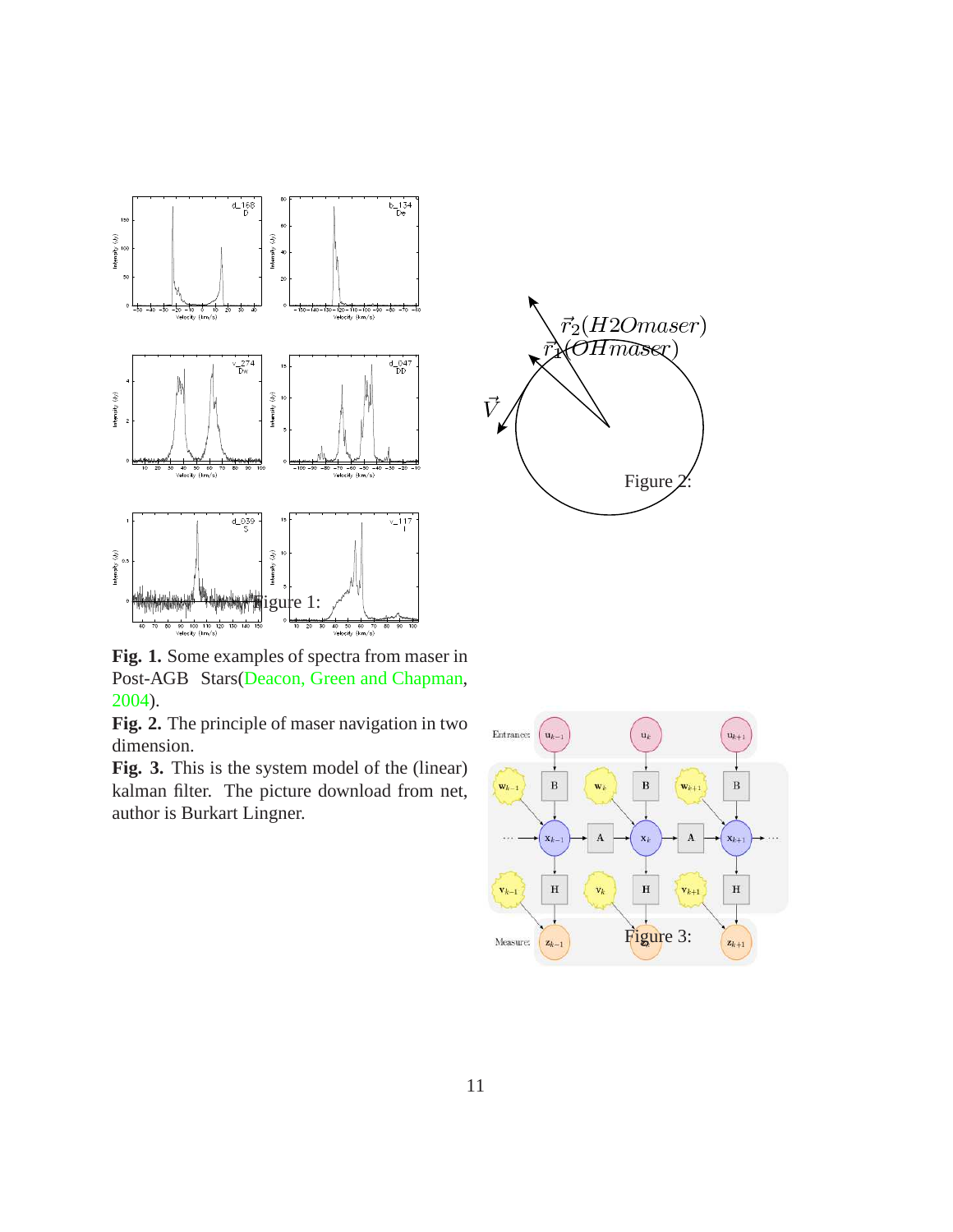Figure 1:

Figure 2:

Figure 3:

**Fig. 1.** Some examples of spectra from maser in Post-AGB Stars(Deacon, Green and Chapman, 2004).

**Fig. 2.** The principle of maser navigation in two dimension.

**Fig. 3.** This is the system model of the (linear) kalman filter. The picture download from net, author is Burkart Lingner.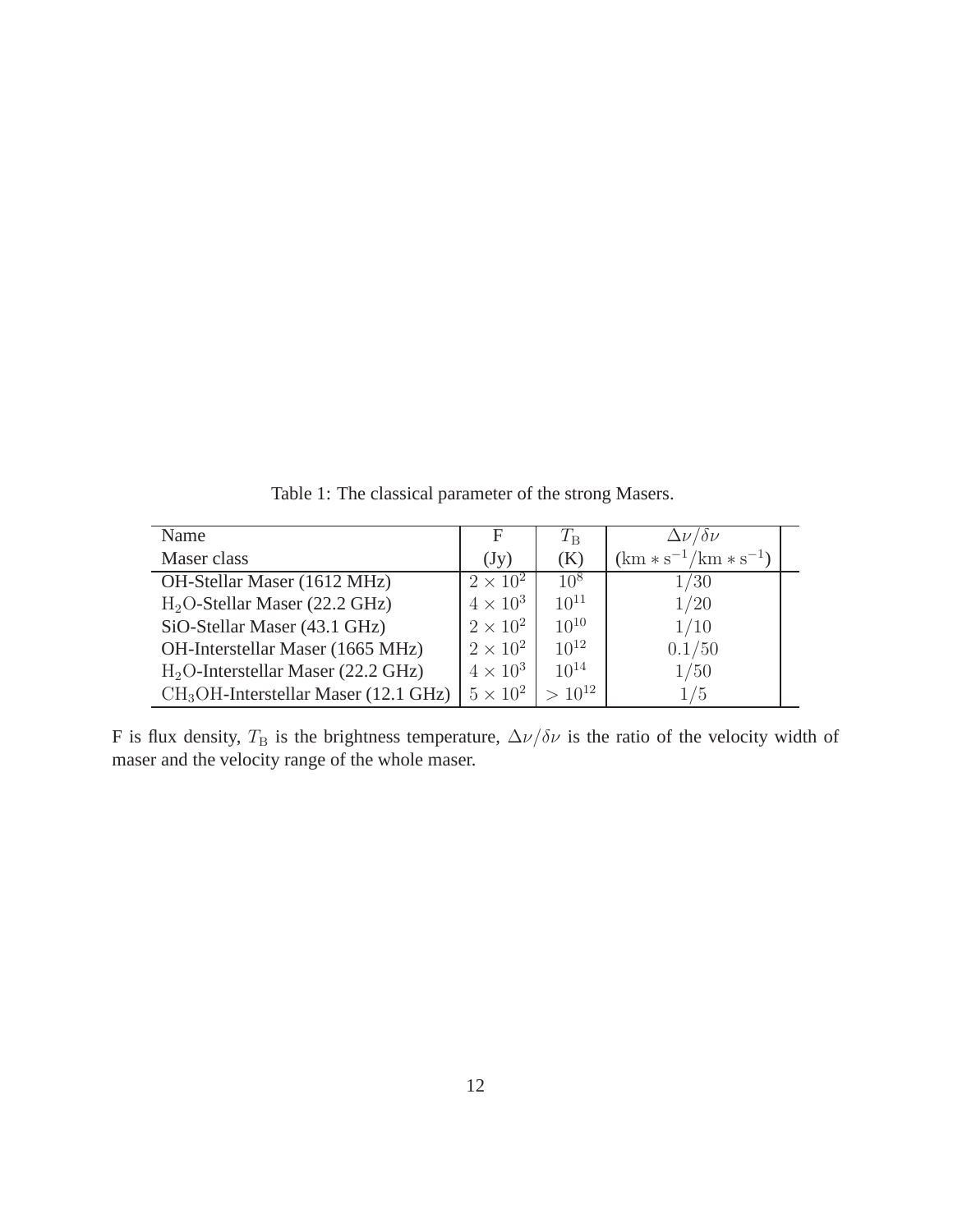Table 1: The classical parameter of the strong Masers.

| Name | F | $T_{\rm B}$ | $\Delta\nu/\delta\nu$ |
|---|---|---|---|
| Maser class | (Jy) | (K) | $({\rm km}*{\rm s}^{-1}/{\rm km}*{\rm s}^{-1})$ |
| OH-Stellar Maser (1612 MHz) | $2\times10^{2}$ | $10^{8}$ | $1/30$ |
| $H_2O$-Stellar Maser (22.2 GHz) | $4\times10^{3}$ | $10^{11}$ | $1/20$ |
| SiO-Stellar Maser (43.1 GHz) | $2\times10^{2}$ | $10^{10}$ | $1/10$ |
| OH-Interstellar Maser (1665 MHz) | $2\times10^{2}$ | $10^{12}$ | $0.1/50$ |
| $H_2O$-Interstellar Maser (22.2 GHz) | $4\times10^{3}$ | $10^{14}$ | $1/50$ |
| $CH_3OH$-Interstellar Maser (12.1 GHz) | $5\times10^{2}$ | $>10^{12}$ | $1/5$ |

F is flux density, $T_{\rm B}$ is the brightness temperature, $\Delta\nu/\delta\nu$ is the ratio of the velocity width of maser and the velocity range of the whole maser.